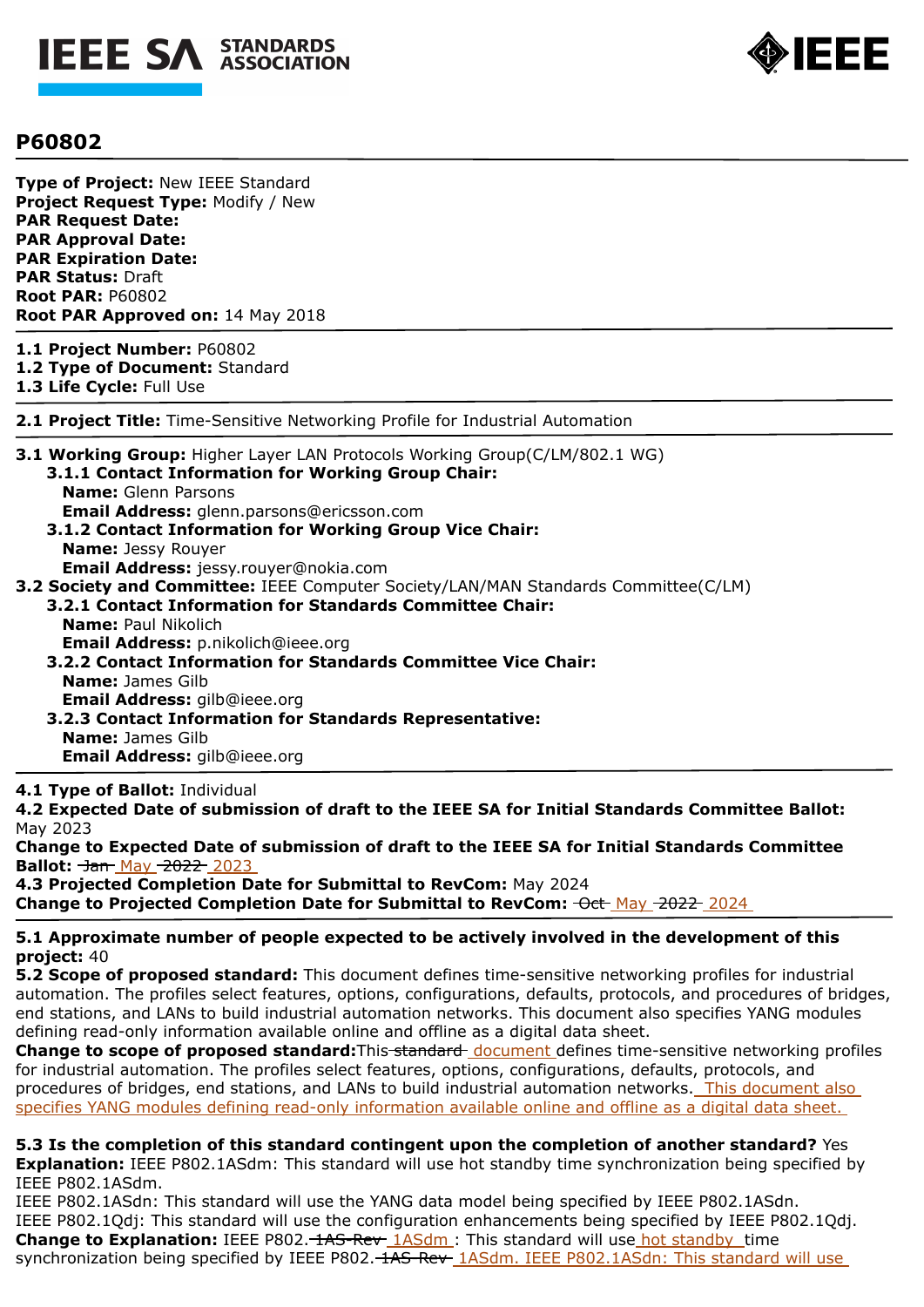# P60802

**Type of Project:** New IEEE Standard
**Project Request Type:** Modify / New
**PAR Request Date:**
**PAR Approval Date:**
**PAR Expiration Date:**
**PAR Status:** Draft
**Root PAR:** P60802
**Root PAR Approved on:** 14 May 2018

**1.1 Project Number:** P60802
**1.2 Type of Document:** Standard
**1.3 Life Cycle:** Full Use

**2.1 Project Title:** Time-Sensitive Networking Profile for Industrial Automation

**3.1 Working Group:** Higher Layer LAN Protocols Working Group(C/LM/802.1 WG)

**3.1.1 Contact Information for Working Group Chair:**
**Name:** Glenn Parsons
**Email Address:** glenn.parsons@ericsson.com

**3.1.2 Contact Information for Working Group Vice Chair:**
**Name:** Jessy Rouyer
**Email Address:** jessy.rouyer@nokia.com

**3.2 Society and Committee:** IEEE Computer Society/LAN/MAN Standards Committee(C/LM)

**3.2.1 Contact Information for Standards Committee Chair:**
**Name:** Paul Nikolich
**Email Address:** p.nikolich@ieee.org

**3.2.2 Contact Information for Standards Committee Vice Chair:**
**Name:** James Gilb
**Email Address:** gilb@ieee.org

**3.2.3 Contact Information for Standards Representative:**
**Name:** James Gilb
**Email Address:** gilb@ieee.org

**4.1 Type of Ballot:** Individual
**4.2 Expected Date of submission of draft to the IEEE SA for Initial Standards Committee Ballot:** May 2023
**Change to Expected Date of submission of draft to the IEEE SA for Initial Standards Committee Ballot:** ~~Jan~~ May ~~2022~~ 2023
**4.3 Projected Completion Date for Submittal to RevCom:** May 2024
**Change to Projected Completion Date for Submittal to RevCom:** ~~Oct~~ May ~~2022~~ 2024

**5.1 Approximate number of people expected to be actively involved in the development of this project:** 40
**5.2 Scope of proposed standard:** This document defines time-sensitive networking profiles for industrial automation. The profiles select features, options, configurations, defaults, protocols, and procedures of bridges, end stations, and LANs to build industrial automation networks. This document also specifies YANG modules defining read-only information available online and offline as a digital data sheet.
**Change to scope of proposed standard:** This ~~standard~~ document defines time-sensitive networking profiles for industrial automation. The profiles select features, options, configurations, defaults, protocols, and procedures of bridges, end stations, and LANs to build industrial automation networks. This document also specifies YANG modules defining read-only information available online and offline as a digital data sheet.

**5.3 Is the completion of this standard contingent upon the completion of another standard?** Yes
**Explanation:** IEEE P802.1ASdm: This standard will use hot standby time synchronization being specified by IEEE P802.1ASdm.
IEEE P802.1ASdn: This standard will use the YANG data model being specified by IEEE P802.1ASdn.
IEEE P802.1Qdj: This standard will use the configuration enhancements being specified by IEEE P802.1Qdj.
**Change to Explanation:** IEEE P802.~~1AS-Rev~~ 1ASdm : This standard will use hot standby time synchronization being specified by IEEE P802.~~1AS-Rev~~ 1ASdm. IEEE P802.1ASdn: This standard will use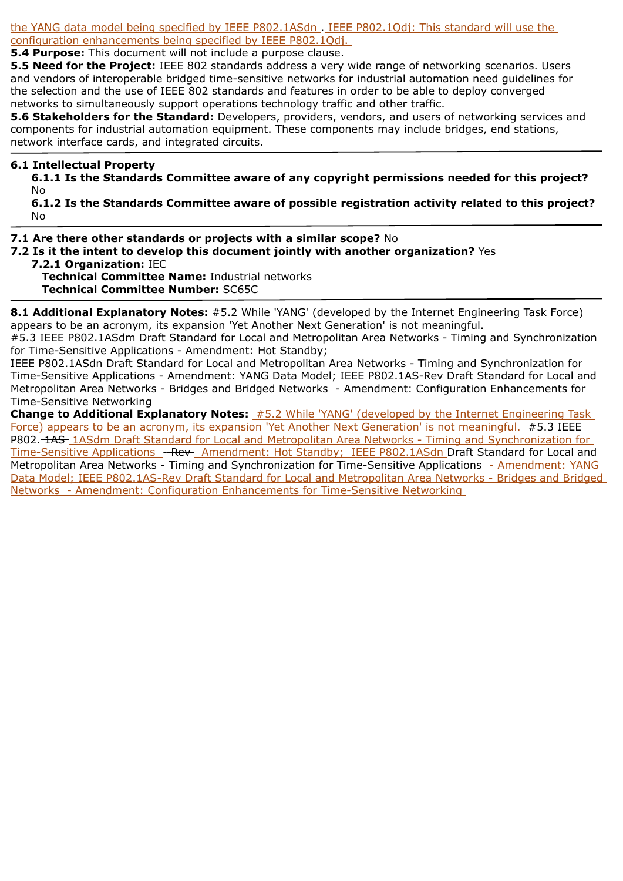the YANG data model being specified by IEEE P802.1ASdn . IEEE P802.1Qdj: This standard will use the configuration enhancements being specified by IEEE P802.1Qdj.

**5.4 Purpose:** This document will not include a purpose clause.

**5.5 Need for the Project:** IEEE 802 standards address a very wide range of networking scenarios. Users and vendors of interoperable bridged time-sensitive networks for industrial automation need guidelines for the selection and the use of IEEE 802 standards and features in order to be able to deploy converged networks to simultaneously support operations technology traffic and other traffic.

**5.6 Stakeholders for the Standard:** Developers, providers, vendors, and users of networking services and components for industrial automation equipment. These components may include bridges, end stations, network interface cards, and integrated circuits.

---

**6.1 Intellectual Property**

**6.1.1 Is the Standards Committee aware of any copyright permissions needed for this project?** No

**6.1.2 Is the Standards Committee aware of possible registration activity related to this project?** No

---

**7.1 Are there other standards or projects with a similar scope?** No

**7.2 Is it the intent to develop this document jointly with another organization?** Yes

**7.2.1 Organization:** IEC

**Technical Committee Name:** Industrial networks

**Technical Committee Number:** SC65C

---

**8.1 Additional Explanatory Notes:** #5.2 While 'YANG' (developed by the Internet Engineering Task Force) appears to be an acronym, its expansion 'Yet Another Next Generation' is not meaningful.
#5.3 IEEE P802.1ASdm Draft Standard for Local and Metropolitan Area Networks - Timing and Synchronization for Time-Sensitive Applications - Amendment: Hot Standby;
IEEE P802.1ASdn Draft Standard for Local and Metropolitan Area Networks - Timing and Synchronization for Time-Sensitive Applications - Amendment: YANG Data Model; IEEE P802.1AS-Rev Draft Standard for Local and Metropolitan Area Networks - Bridges and Bridged Networks - Amendment: Configuration Enhancements for Time-Sensitive Networking

**Change to Additional Explanatory Notes:** #5.2 While 'YANG' (developed by the Internet Engineering Task Force) appears to be an acronym, its expansion 'Yet Another Next Generation' is not meaningful. #5.3 IEEE P802. ~~1AS~~ 1ASdm Draft Standard for Local and Metropolitan Area Networks - Timing and Synchronization for Time-Sensitive Applications - ~~Rev~~ Amendment: Hot Standby; IEEE P802.1ASdn Draft Standard for Local and Metropolitan Area Networks - Timing and Synchronization for Time-Sensitive Applications - Amendment: YANG Data Model; IEEE P802.1AS-Rev Draft Standard for Local and Metropolitan Area Networks - Bridges and Bridged Networks - Amendment: Configuration Enhancements for Time-Sensitive Networking